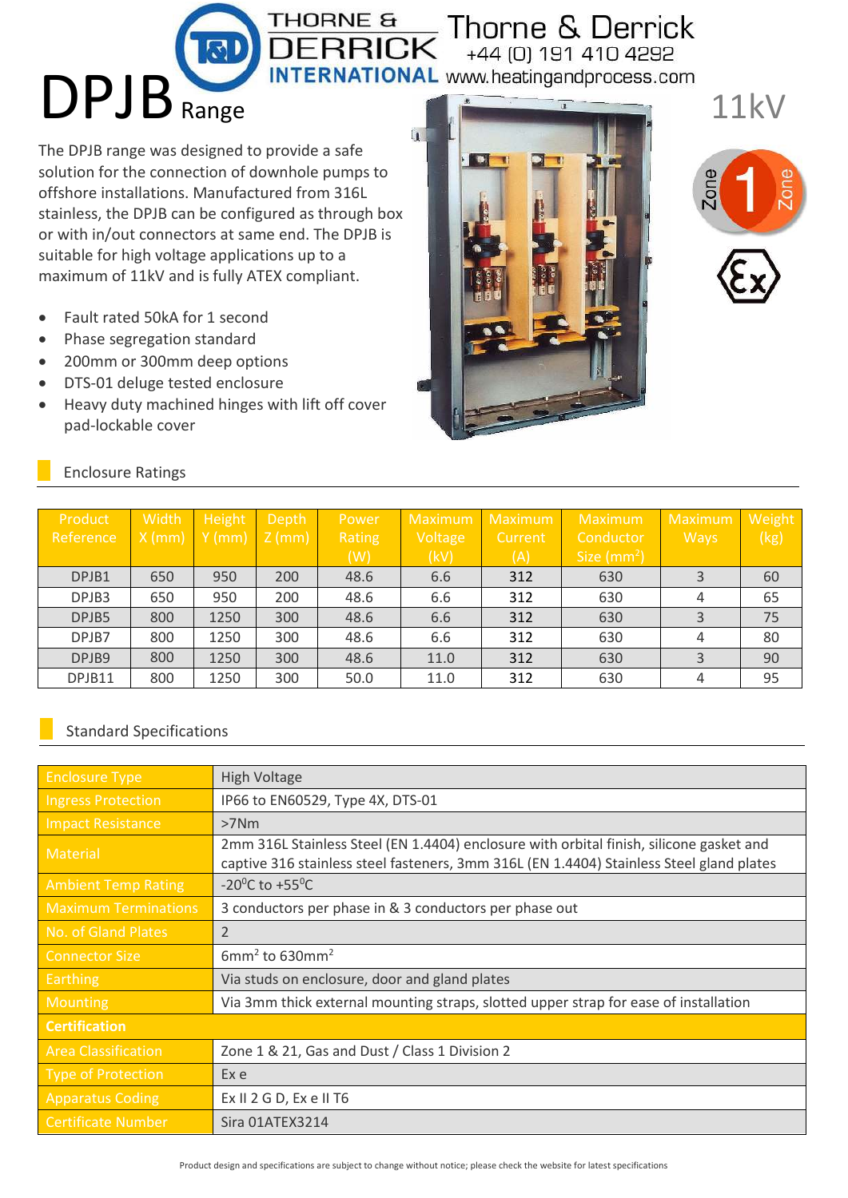Thorne & Derrick
+44 (0) 191 410 4292
www.heatingandprocess.com

# DPJB Range

11kV

The DPJB range was designed to provide a safe solution for the connection of downhole pumps to offshore installations. Manufactured from 316L stainless, the DPJB can be configured as through box or with in/out connectors at same end. The DPJB is suitable for high voltage applications up to a maximum of 11kV and is fully ATEX compliant.

- Fault rated 50kA for 1 second
- Phase segregation standard
- 200mm or 300mm deep options
- DTS-01 deluge tested enclosure
- Heavy duty machined hinges with lift off cover pad-lockable cover

## Enclosure Ratings

| Product Reference | Width X (mm) | Height Y (mm) | Depth Z (mm) | Power Rating (W) | Maximum Voltage (kV) | Maximum Current (A) | Maximum Conductor Size (mm$^2$) | Maximum Ways | Weight (kg) |
|---|---|---|---|---|---|---|---|---|---|
| DPJB1 | 650 | 950 | 200 | 48.6 | 6.6 | 312 | 630 | 3 | 60 |
| DPJB3 | 650 | 950 | 200 | 48.6 | 6.6 | 312 | 630 | 4 | 65 |
| DPJB5 | 800 | 1250 | 300 | 48.6 | 6.6 | 312 | 630 | 3 | 75 |
| DPJB7 | 800 | 1250 | 300 | 48.6 | 6.6 | 312 | 630 | 4 | 80 |
| DPJB9 | 800 | 1250 | 300 | 48.6 | 11.0 | 312 | 630 | 3 | 90 |
| DPJB11 | 800 | 1250 | 300 | 50.0 | 11.0 | 312 | 630 | 4 | 95 |

## Standard Specifications

| | |
|---|---|
| Enclosure Type | High Voltage |
| Ingress Protection | IP66 to EN60529, Type 4X, DTS-01 |
| Impact Resistance | >7Nm |
| Material | 2mm 316L Stainless Steel (EN 1.4404) enclosure with orbital finish, silicone gasket and captive 316 stainless steel fasteners, 3mm 316L (EN 1.4404) Stainless Steel gland plates |
| Ambient Temp Rating | -20°C to +55°C |
| Maximum Terminations | 3 conductors per phase in & 3 conductors per phase out |
| No. of Gland Plates | 2 |
| Connector Size | 6mm$^2$ to 630mm$^2$ |
| Earthing | Via studs on enclosure, door and gland plates |
| Mounting | Via 3mm thick external mounting straps, slotted upper strap for ease of installation |
| **Certification** | |
| Area Classification | Zone 1 & 21, Gas and Dust / Class 1 Division 2 |
| Type of Protection | Ex e |
| Apparatus Coding | Ex II 2 G D, Ex e II T6 |
| Certificate Number | Sira 01ATEX3214 |

Product design and specifications are subject to change without notice; please check the website for latest specifications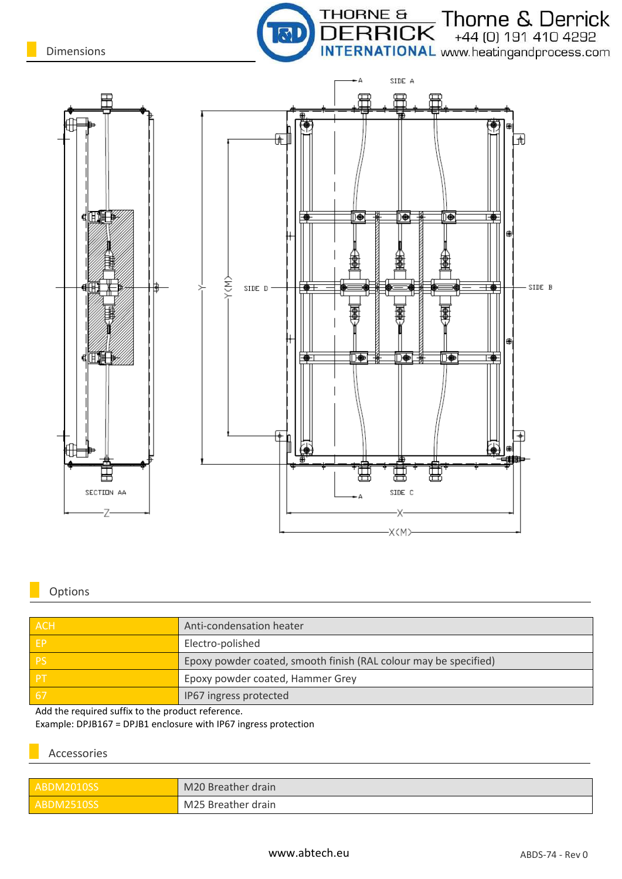## Dimensions

SECTION AA

Z

SIDE A

SIDE B

SIDE C

SIDE D

Y

Y(M)

X

X(M)

A

A

## Options

| | |
|---|---|
| ACH | Anti-condensation heater |
| EP | Electro-polished |
| PS | Epoxy powder coated, smooth finish (RAL colour may be specified) |
| PT | Epoxy powder coated, Hammer Grey |
| 67 | IP67 ingress protected |

Add the required suffix to the product reference.
Example: DPJB167 = DPJB1 enclosure with IP67 ingress protection

## Accessories

| | |
|---|---|
| ABDM2010SS | M20 Breather drain |
| ABDM2510SS | M25 Breather drain |